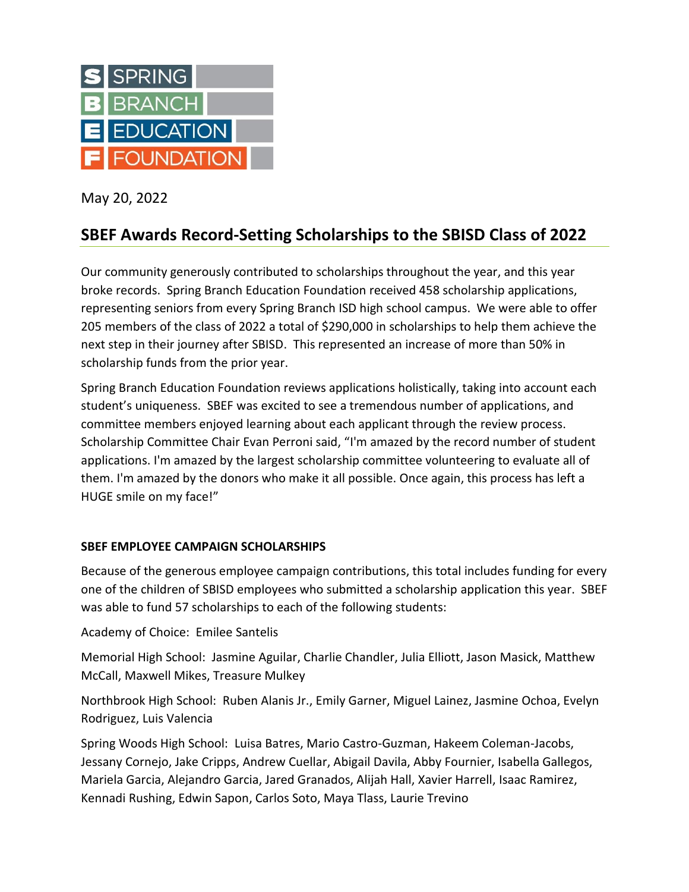SPRING BRANCH EDUCATION FOUNDATION

May 20, 2022

## SBEF Awards Record-Setting Scholarships to the SBISD Class of 2022

Our community generously contributed to scholarships throughout the year, and this year broke records. Spring Branch Education Foundation received 458 scholarship applications, representing seniors from every Spring Branch ISD high school campus. We were able to offer 205 members of the class of 2022 a total of $290,000 in scholarships to help them achieve the next step in their journey after SBISD. This represented an increase of more than 50% in scholarship funds from the prior year.

Spring Branch Education Foundation reviews applications holistically, taking into account each student's uniqueness. SBEF was excited to see a tremendous number of applications, and committee members enjoyed learning about each applicant through the review process. Scholarship Committee Chair Evan Perroni said, "I'm amazed by the record number of student applications. I'm amazed by the largest scholarship committee volunteering to evaluate all of them. I'm amazed by the donors who make it all possible. Once again, this process has left a HUGE smile on my face!"

**SBEF EMPLOYEE CAMPAIGN SCHOLARSHIPS**

Because of the generous employee campaign contributions, this total includes funding for every one of the children of SBISD employees who submitted a scholarship application this year. SBEF was able to fund 57 scholarships to each of the following students:

Academy of Choice: Emilee Santelis

Memorial High School: Jasmine Aguilar, Charlie Chandler, Julia Elliott, Jason Masick, Matthew McCall, Maxwell Mikes, Treasure Mulkey

Northbrook High School: Ruben Alanis Jr., Emily Garner, Miguel Lainez, Jasmine Ochoa, Evelyn Rodriguez, Luis Valencia

Spring Woods High School: Luisa Batres, Mario Castro-Guzman, Hakeem Coleman-Jacobs, Jessany Cornejo, Jake Cripps, Andrew Cuellar, Abigail Davila, Abby Fournier, Isabella Gallegos, Mariela Garcia, Alejandro Garcia, Jared Granados, Alijah Hall, Xavier Harrell, Isaac Ramirez, Kennadi Rushing, Edwin Sapon, Carlos Soto, Maya Tlass, Laurie Trevino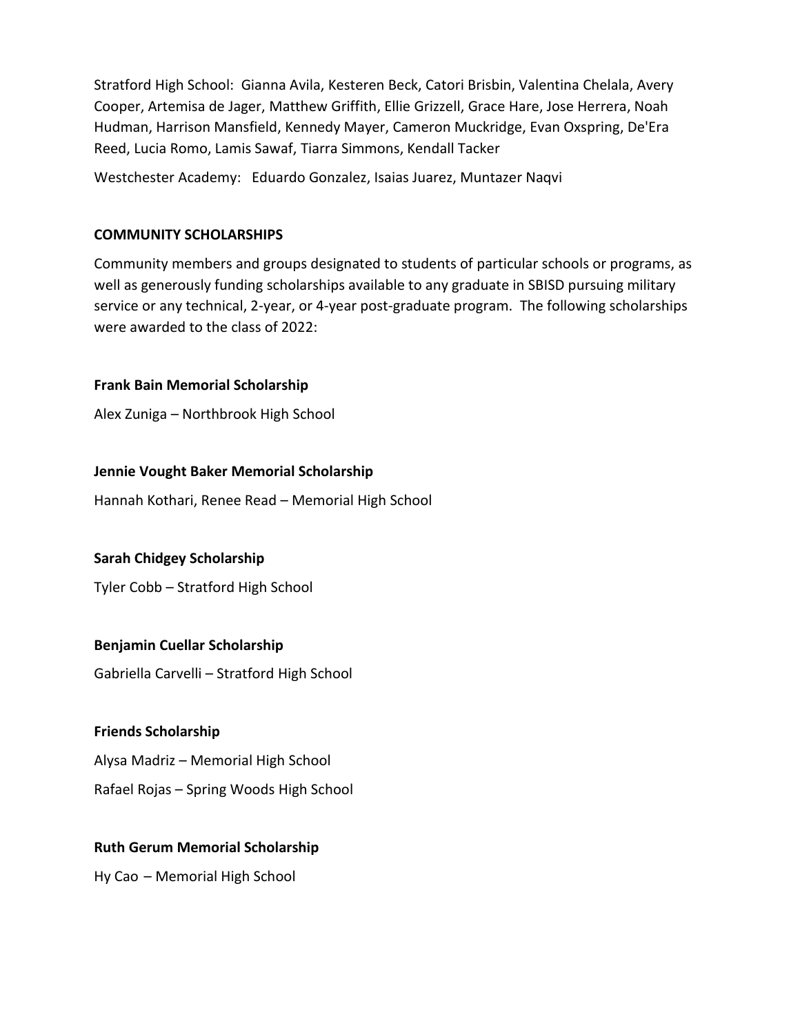Stratford High School: Gianna Avila, Kesteren Beck, Catori Brisbin, Valentina Chelala, Avery Cooper, Artemisa de Jager, Matthew Griffith, Ellie Grizzell, Grace Hare, Jose Herrera, Noah Hudman, Harrison Mansfield, Kennedy Mayer, Cameron Muckridge, Evan Oxspring, De'Era Reed, Lucia Romo, Lamis Sawaf, Tiarra Simmons, Kendall Tacker

Westchester Academy: Eduardo Gonzalez, Isaias Juarez, Muntazer Naqvi

**COMMUNITY SCHOLARSHIPS**

Community members and groups designated to students of particular schools or programs, as well as generously funding scholarships available to any graduate in SBISD pursuing military service or any technical, 2-year, or 4-year post-graduate program. The following scholarships were awarded to the class of 2022:

**Frank Bain Memorial Scholarship**

Alex Zuniga – Northbrook High School

**Jennie Vought Baker Memorial Scholarship**

Hannah Kothari, Renee Read – Memorial High School

**Sarah Chidgey Scholarship**

Tyler Cobb – Stratford High School

**Benjamin Cuellar Scholarship**

Gabriella Carvelli – Stratford High School

**Friends Scholarship**

Alysa Madriz – Memorial High School

Rafael Rojas – Spring Woods High School

**Ruth Gerum Memorial Scholarship**

Hy Cao – Memorial High School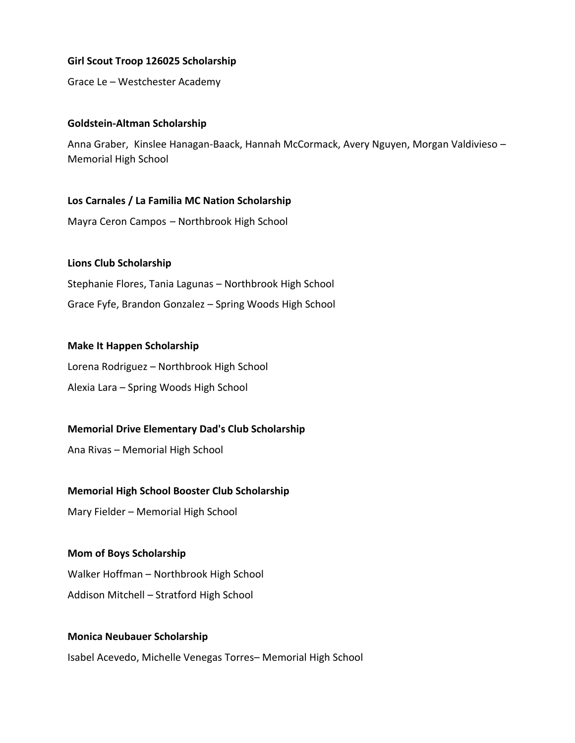**Girl Scout Troop 126025 Scholarship**

Grace Le – Westchester Academy

**Goldstein-Altman Scholarship**

Anna Graber, Kinslee Hanagan-Baack, Hannah McCormack, Avery Nguyen, Morgan Valdivieso – Memorial High School

**Los Carnales / La Familia MC Nation Scholarship**

Mayra Ceron Campos – Northbrook High School

**Lions Club Scholarship**

Stephanie Flores, Tania Lagunas – Northbrook High School

Grace Fyfe, Brandon Gonzalez – Spring Woods High School

**Make It Happen Scholarship**

Lorena Rodriguez – Northbrook High School

Alexia Lara – Spring Woods High School

**Memorial Drive Elementary Dad's Club Scholarship**

Ana Rivas – Memorial High School

**Memorial High School Booster Club Scholarship**

Mary Fielder – Memorial High School

**Mom of Boys Scholarship**

Walker Hoffman – Northbrook High School

Addison Mitchell – Stratford High School

**Monica Neubauer Scholarship**

Isabel Acevedo, Michelle Venegas Torres– Memorial High School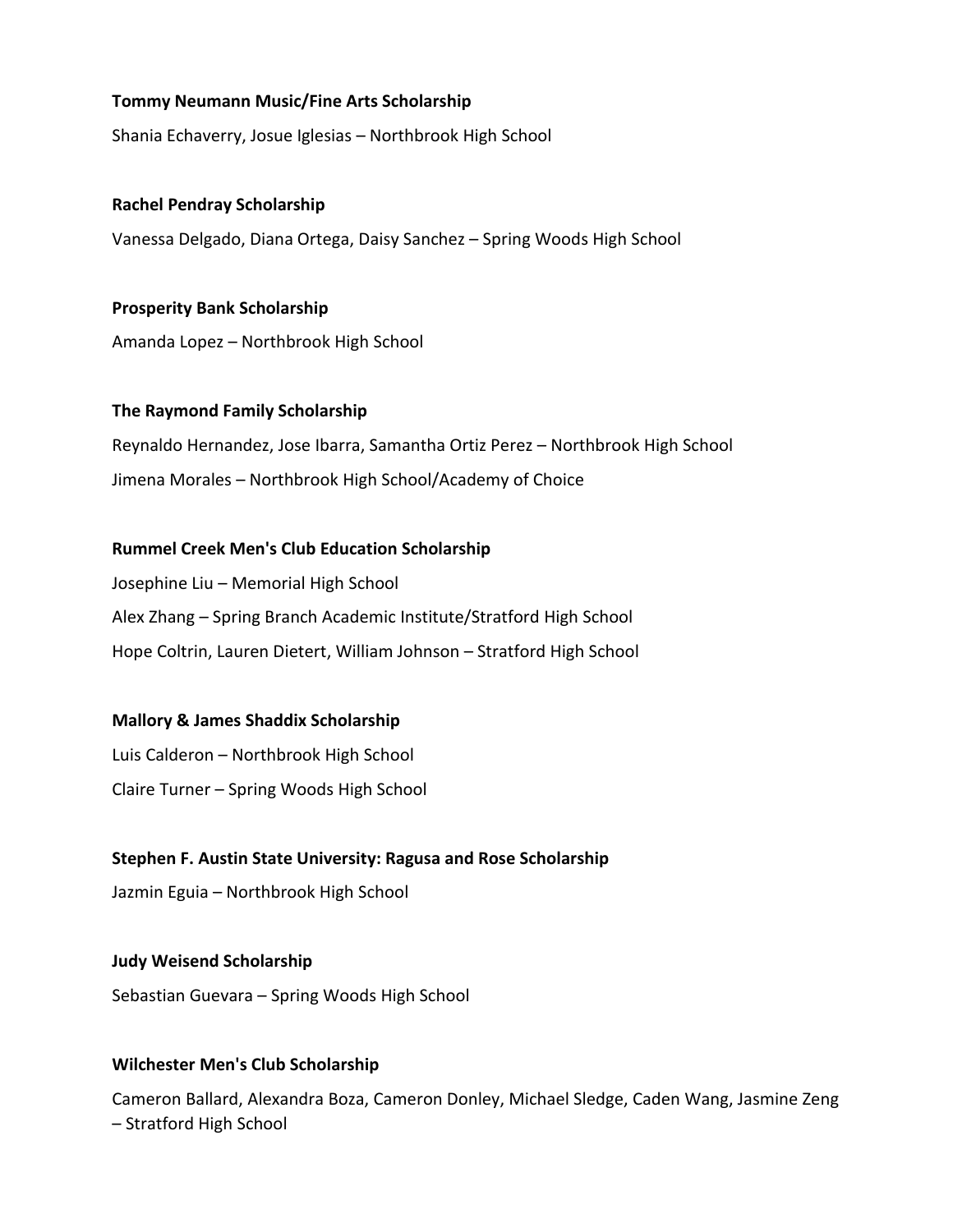**Tommy Neumann Music/Fine Arts Scholarship**

Shania Echaverry, Josue Iglesias – Northbrook High School

**Rachel Pendray Scholarship**

Vanessa Delgado, Diana Ortega, Daisy Sanchez – Spring Woods High School

**Prosperity Bank Scholarship**

Amanda Lopez – Northbrook High School

**The Raymond Family Scholarship**

Reynaldo Hernandez, Jose Ibarra, Samantha Ortiz Perez – Northbrook High School

Jimena Morales – Northbrook High School/Academy of Choice

**Rummel Creek Men's Club Education Scholarship**

Josephine Liu – Memorial High School

Alex Zhang – Spring Branch Academic Institute/Stratford High School

Hope Coltrin, Lauren Dietert, William Johnson – Stratford High School

**Mallory & James Shaddix Scholarship**

Luis Calderon – Northbrook High School

Claire Turner – Spring Woods High School

**Stephen F. Austin State University: Ragusa and Rose Scholarship**

Jazmin Eguia – Northbrook High School

**Judy Weisend Scholarship**

Sebastian Guevara – Spring Woods High School

**Wilchester Men's Club Scholarship**

Cameron Ballard, Alexandra Boza, Cameron Donley, Michael Sledge, Caden Wang, Jasmine Zeng – Stratford High School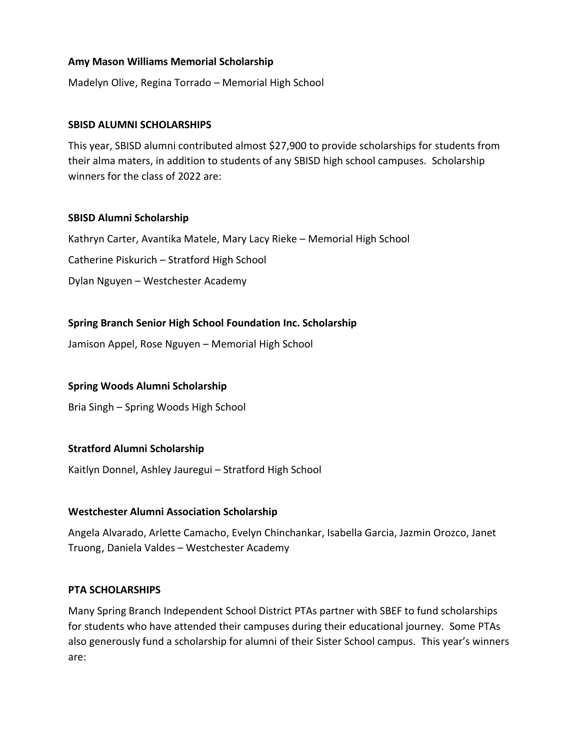**Amy Mason Williams Memorial Scholarship**

Madelyn Olive, Regina Torrado – Memorial High School

**SBISD ALUMNI SCHOLARSHIPS**

This year, SBISD alumni contributed almost $27,900 to provide scholarships for students from their alma maters, in addition to students of any SBISD high school campuses. Scholarship winners for the class of 2022 are:

**SBISD Alumni Scholarship**

Kathryn Carter, Avantika Matele, Mary Lacy Rieke – Memorial High School

Catherine Piskurich – Stratford High School

Dylan Nguyen – Westchester Academy

**Spring Branch Senior High School Foundation Inc. Scholarship**

Jamison Appel, Rose Nguyen – Memorial High School

**Spring Woods Alumni Scholarship**

Bria Singh – Spring Woods High School

**Stratford Alumni Scholarship**

Kaitlyn Donnel, Ashley Jauregui – Stratford High School

**Westchester Alumni Association Scholarship**

Angela Alvarado, Arlette Camacho, Evelyn Chinchankar, Isabella Garcia, Jazmin Orozco, Janet Truong, Daniela Valdes – Westchester Academy

**PTA SCHOLARSHIPS**

Many Spring Branch Independent School District PTAs partner with SBEF to fund scholarships for students who have attended their campuses during their educational journey. Some PTAs also generously fund a scholarship for alumni of their Sister School campus. This year's winners are: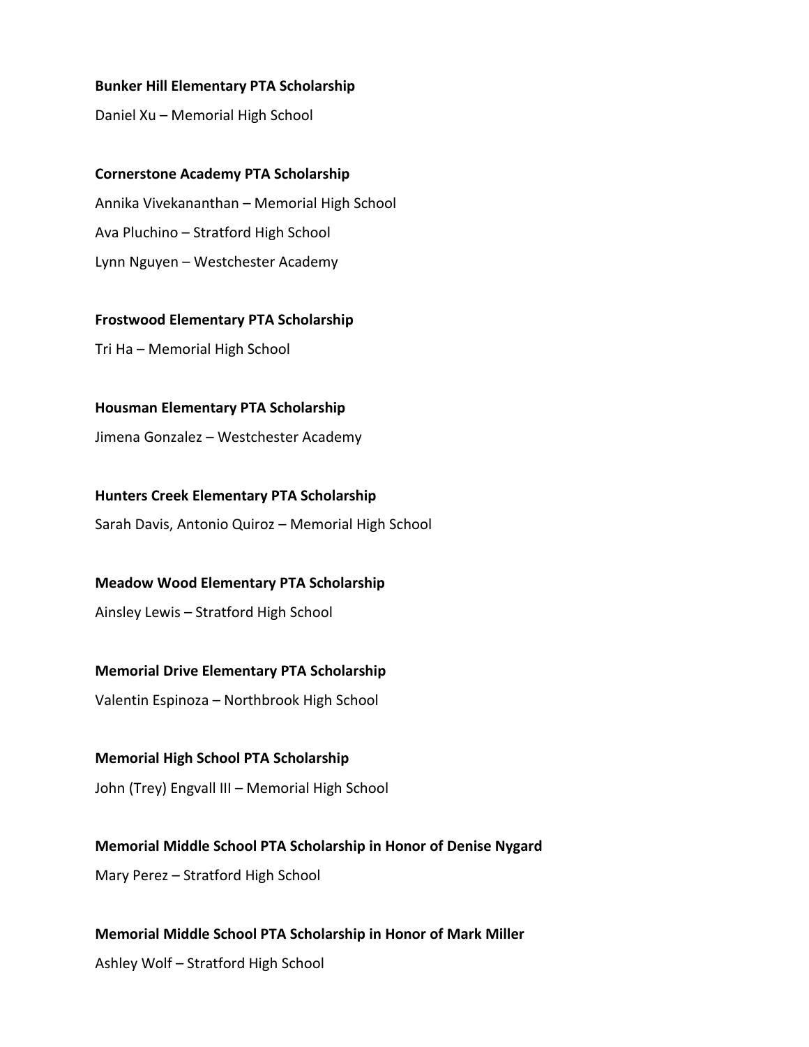**Bunker Hill Elementary PTA Scholarship**

Daniel Xu – Memorial High School

**Cornerstone Academy PTA Scholarship**

Annika Vivekananthan – Memorial High School

Ava Pluchino – Stratford High School

Lynn Nguyen – Westchester Academy

**Frostwood Elementary PTA Scholarship**

Tri Ha – Memorial High School

**Housman Elementary PTA Scholarship**

Jimena Gonzalez – Westchester Academy

**Hunters Creek Elementary PTA Scholarship**

Sarah Davis, Antonio Quiroz – Memorial High School

**Meadow Wood Elementary PTA Scholarship**

Ainsley Lewis – Stratford High School

**Memorial Drive Elementary PTA Scholarship**

Valentin Espinoza – Northbrook High School

**Memorial High School PTA Scholarship**

John (Trey) Engvall III – Memorial High School

**Memorial Middle School PTA Scholarship in Honor of Denise Nygard**

Mary Perez – Stratford High School

**Memorial Middle School PTA Scholarship in Honor of Mark Miller**

Ashley Wolf – Stratford High School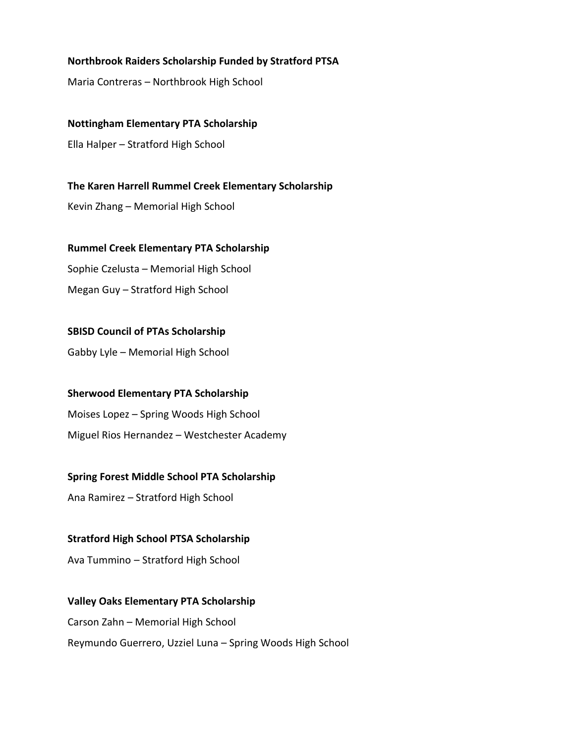**Northbrook Raiders Scholarship Funded by Stratford PTSA**

Maria Contreras – Northbrook High School

**Nottingham Elementary PTA Scholarship**

Ella Halper – Stratford High School

**The Karen Harrell Rummel Creek Elementary Scholarship**

Kevin Zhang – Memorial High School

**Rummel Creek Elementary PTA Scholarship**

Sophie Czelusta – Memorial High School

Megan Guy – Stratford High School

**SBISD Council of PTAs Scholarship**

Gabby Lyle – Memorial High School

**Sherwood Elementary PTA Scholarship**

Moises Lopez – Spring Woods High School

Miguel Rios Hernandez – Westchester Academy

**Spring Forest Middle School PTA Scholarship**

Ana Ramirez – Stratford High School

**Stratford High School PTSA Scholarship**

Ava Tummino – Stratford High School

**Valley Oaks Elementary PTA Scholarship**

Carson Zahn – Memorial High School

Reymundo Guerrero, Uzziel Luna – Spring Woods High School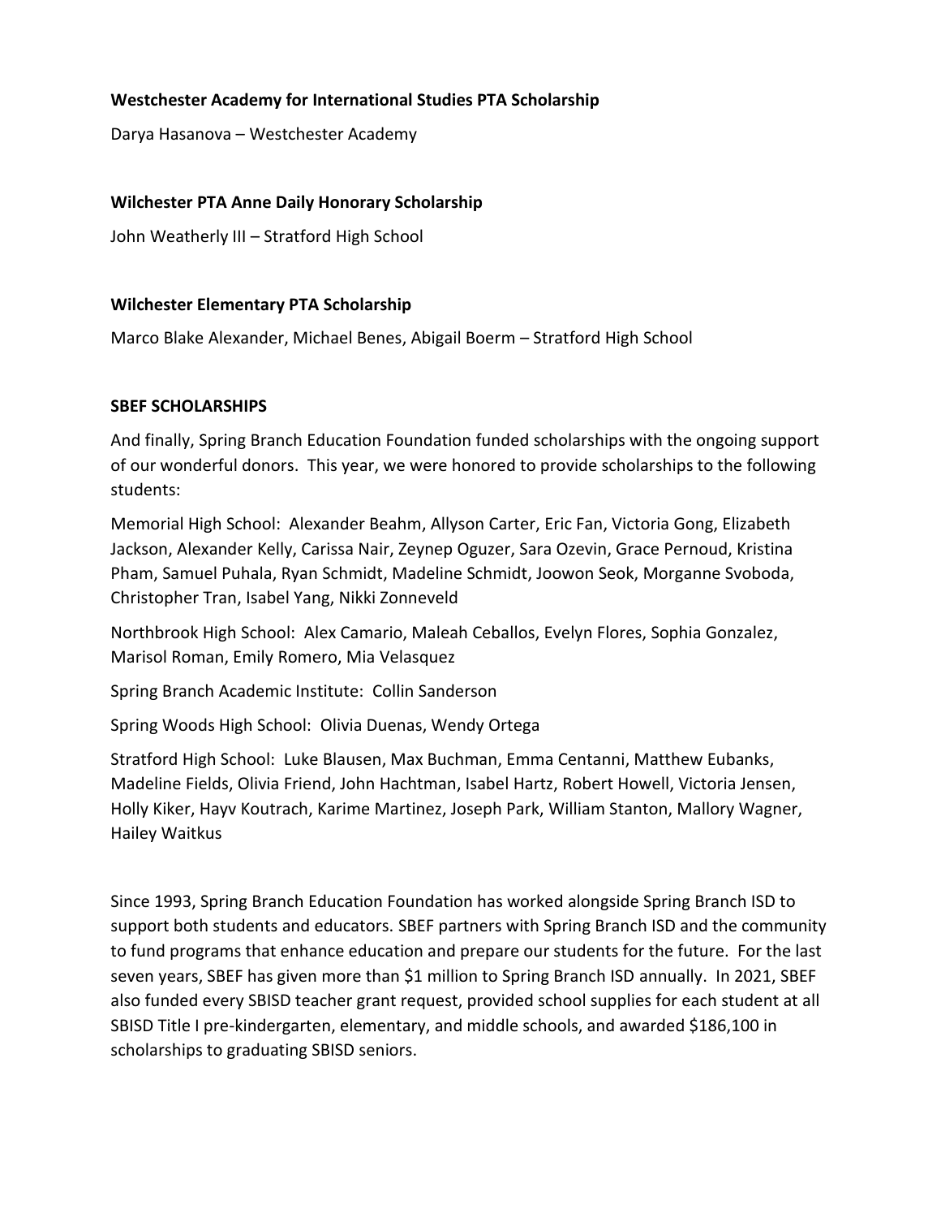**Westchester Academy for International Studies PTA Scholarship**

Darya Hasanova – Westchester Academy

**Wilchester PTA Anne Daily Honorary Scholarship**

John Weatherly III – Stratford High School

**Wilchester Elementary PTA Scholarship**

Marco Blake Alexander, Michael Benes, Abigail Boerm – Stratford High School

**SBEF SCHOLARSHIPS**

And finally, Spring Branch Education Foundation funded scholarships with the ongoing support of our wonderful donors. This year, we were honored to provide scholarships to the following students:

Memorial High School: Alexander Beahm, Allyson Carter, Eric Fan, Victoria Gong, Elizabeth Jackson, Alexander Kelly, Carissa Nair, Zeynep Oguzer, Sara Ozevin, Grace Pernoud, Kristina Pham, Samuel Puhala, Ryan Schmidt, Madeline Schmidt, Joowon Seok, Morganne Svoboda, Christopher Tran, Isabel Yang, Nikki Zonneveld

Northbrook High School: Alex Camario, Maleah Ceballos, Evelyn Flores, Sophia Gonzalez, Marisol Roman, Emily Romero, Mia Velasquez

Spring Branch Academic Institute: Collin Sanderson

Spring Woods High School: Olivia Duenas, Wendy Ortega

Stratford High School: Luke Blausen, Max Buchman, Emma Centanni, Matthew Eubanks, Madeline Fields, Olivia Friend, John Hachtman, Isabel Hartz, Robert Howell, Victoria Jensen, Holly Kiker, Hayv Koutrach, Karime Martinez, Joseph Park, William Stanton, Mallory Wagner, Hailey Waitkus

Since 1993, Spring Branch Education Foundation has worked alongside Spring Branch ISD to support both students and educators. SBEF partners with Spring Branch ISD and the community to fund programs that enhance education and prepare our students for the future. For the last seven years, SBEF has given more than $1 million to Spring Branch ISD annually. In 2021, SBEF also funded every SBISD teacher grant request, provided school supplies for each student at all SBISD Title I pre-kindergarten, elementary, and middle schools, and awarded $186,100 in scholarships to graduating SBISD seniors.